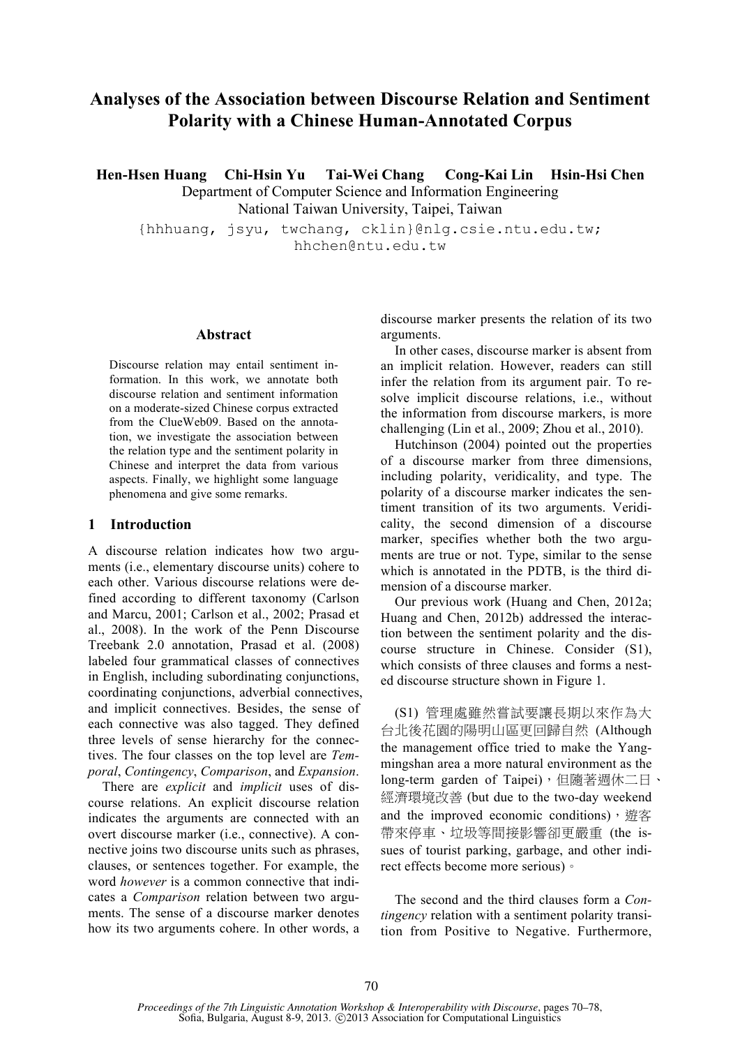# Analyses of the Association between Discourse Relation and Sentiment Polarity with a Chinese Human-Annotated Corpus

**Hen-Hsen Huang  Chi-Hsin Yu  Tai-Wei Chang  Cong-Kai Lin  Hsin-Hsi Chen**

Department of Computer Science and Information Engineering
National Taiwan University, Taipei, Taiwan

{hhhuang, jsyu, twchang, cklin}@nlg.csie.ntu.edu.tw; hhchen@ntu.edu.tw

## Abstract

Discourse relation may entail sentiment information. In this work, we annotate both discourse relation and sentiment information on a moderate-sized Chinese corpus extracted from the ClueWeb09. Based on the annotation, we investigate the association between the relation type and the sentiment polarity in Chinese and interpret the data from various aspects. Finally, we highlight some language phenomena and give some remarks.

## 1 Introduction

A discourse relation indicates how two arguments (i.e., elementary discourse units) cohere to each other. Various discourse relations were defined according to different taxonomy (Carlson and Marcu, 2001; Carlson et al., 2002; Prasad et al., 2008). In the work of the Penn Discourse Treebank 2.0 annotation, Prasad et al. (2008) labeled four grammatical classes of connectives in English, including subordinating conjunctions, coordinating conjunctions, adverbial connectives, and implicit connectives. Besides, the sense of each connective was also tagged. They defined three levels of sense hierarchy for the connectives. The four classes on the top level are *Temporal*, *Contingency*, *Comparison*, and *Expansion*.

There are *explicit* and *implicit* uses of discourse relations. An explicit discourse relation indicates the arguments are connected with an overt discourse marker (i.e., connective). A connective joins two discourse units such as phrases, clauses, or sentences together. For example, the word *however* is a common connective that indicates a *Comparison* relation between two arguments. The sense of a discourse marker denotes how its two arguments cohere. In other words, a discourse marker presents the relation of its two arguments.

In other cases, discourse marker is absent from an implicit relation. However, readers can still infer the relation from its argument pair. To resolve implicit discourse relations, i.e., without the information from discourse markers, is more challenging (Lin et al., 2009; Zhou et al., 2010).

Hutchinson (2004) pointed out the properties of a discourse marker from three dimensions, including polarity, veridicality, and type. The polarity of a discourse marker indicates the sentiment transition of its two arguments. Veridicality, the second dimension of a discourse marker, specifies whether both the two arguments are true or not. Type, similar to the sense which is annotated in the PDTB, is the third dimension of a discourse marker.

Our previous work (Huang and Chen, 2012a; Huang and Chen, 2012b) addressed the interaction between the sentiment polarity and the discourse structure in Chinese. Consider (S1), which consists of three clauses and forms a nested discourse structure shown in Figure 1.

(S1) 管理處雖然嘗試要讓長期以來作為大台北後花園的陽明山區更回歸自然 (Although the management office tried to make the Yangmingshan area a more natural environment as the long-term garden of Taipei)，但隨著週休二日、經濟環境改善 (but due to the two-day weekend and the improved economic conditions)，遊客帶來停車、垃圾等間接影響卻更嚴重 (the issues of tourist parking, garbage, and other indirect effects become more serious)。

The second and the third clauses form a *Contingency* relation with a sentiment polarity transition from Positive to Negative. Furthermore,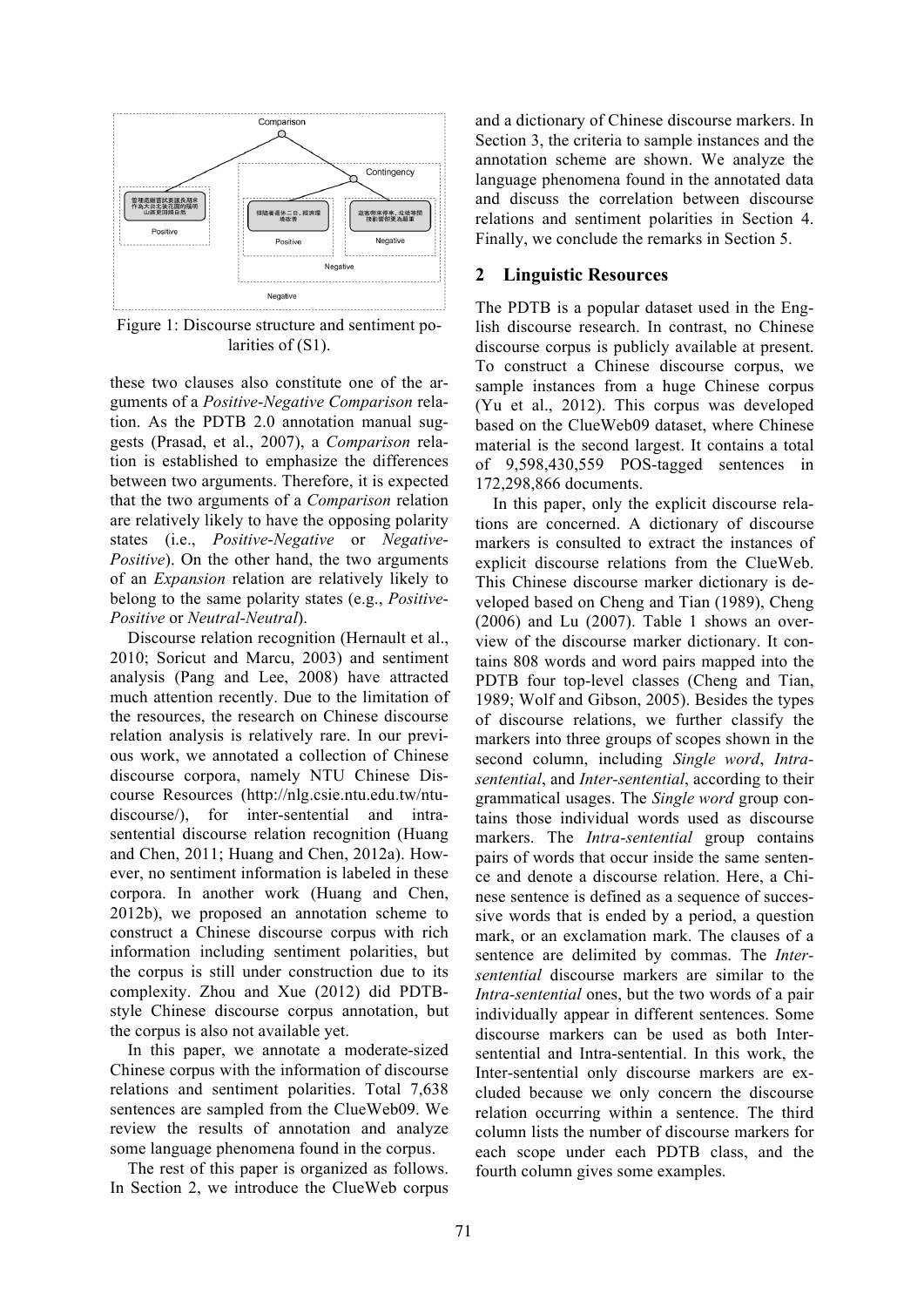Figure 1: Discourse structure and sentiment polarities of (S1).

these two clauses also constitute one of the arguments of a *Positive-Negative Comparison* relation. As the PDTB 2.0 annotation manual suggests (Prasad, et al., 2007), a *Comparison* relation is established to emphasize the differences between two arguments. Therefore, it is expected that the two arguments of a *Comparison* relation are relatively likely to have the opposing polarity states (i.e., *Positive-Negative* or *Negative-Positive*). On the other hand, the two arguments of an *Expansion* relation are relatively likely to belong to the same polarity states (e.g., *Positive-Positive* or *Neutral-Neutral*).

Discourse relation recognition (Hernault et al., 2010; Soricut and Marcu, 2003) and sentiment analysis (Pang and Lee, 2008) have attracted much attention recently. Due to the limitation of the resources, the research on Chinese discourse relation analysis is relatively rare. In our previous work, we annotated a collection of Chinese discourse corpora, namely NTU Chinese Discourse Resources (http://nlg.csie.ntu.edu.tw/ntu-discourse/), for inter-sentential and intra-sentential discourse relation recognition (Huang and Chen, 2011; Huang and Chen, 2012a). However, no sentiment information is labeled in these corpora. In another work (Huang and Chen, 2012b), we proposed an annotation scheme to construct a Chinese discourse corpus with rich information including sentiment polarities, but the corpus is still under construction due to its complexity. Zhou and Xue (2012) did PDTB-style Chinese discourse corpus annotation, but the corpus is also not available yet.

In this paper, we annotate a moderate-sized Chinese corpus with the information of discourse relations and sentiment polarities. Total 7,638 sentences are sampled from the ClueWeb09. We review the results of annotation and analyze some language phenomena found in the corpus.

The rest of this paper is organized as follows. In Section 2, we introduce the ClueWeb corpus and a dictionary of Chinese discourse markers. In Section 3, the criteria to sample instances and the annotation scheme are shown. We analyze the language phenomena found in the annotated data and discuss the correlation between discourse relations and sentiment polarities in Section 4. Finally, we conclude the remarks in Section 5.

## 2 Linguistic Resources

The PDTB is a popular dataset used in the English discourse research. In contrast, no Chinese discourse corpus is publicly available at present. To construct a Chinese discourse corpus, we sample instances from a huge Chinese corpus (Yu et al., 2012). This corpus was developed based on the ClueWeb09 dataset, where Chinese material is the second largest. It contains a total of 9,598,430,559 POS-tagged sentences in 172,298,866 documents.

In this paper, only the explicit discourse relations are concerned. A dictionary of discourse markers is consulted to extract the instances of explicit discourse relations from the ClueWeb. This Chinese discourse marker dictionary is developed based on Cheng and Tian (1989), Cheng (2006) and Lu (2007). Table 1 shows an overview of the discourse marker dictionary. It contains 808 words and word pairs mapped into the PDTB four top-level classes (Cheng and Tian, 1989; Wolf and Gibson, 2005). Besides the types of discourse relations, we further classify the markers into three groups of scopes shown in the second column, including *Single word*, *Intra-sentential*, and *Inter-sentential*, according to their grammatical usages. The *Single word* group contains those individual words used as discourse markers. The *Intra-sentential* group contains pairs of words that occur inside the same sentence and denote a discourse relation. Here, a Chinese sentence is defined as a sequence of successive words that is ended by a period, a question mark, or an exclamation mark. The clauses of a sentence are delimited by commas. The *Inter-sentential* discourse markers are similar to the *Intra-sentential* ones, but the two words of a pair individually appear in different sentences. Some discourse markers can be used as both Inter-sentential and Intra-sentential. In this work, the Inter-sentential only discourse markers are excluded because we only concern the discourse relation occurring within a sentence. The third column lists the number of discourse markers for each scope under each PDTB class, and the fourth column gives some examples.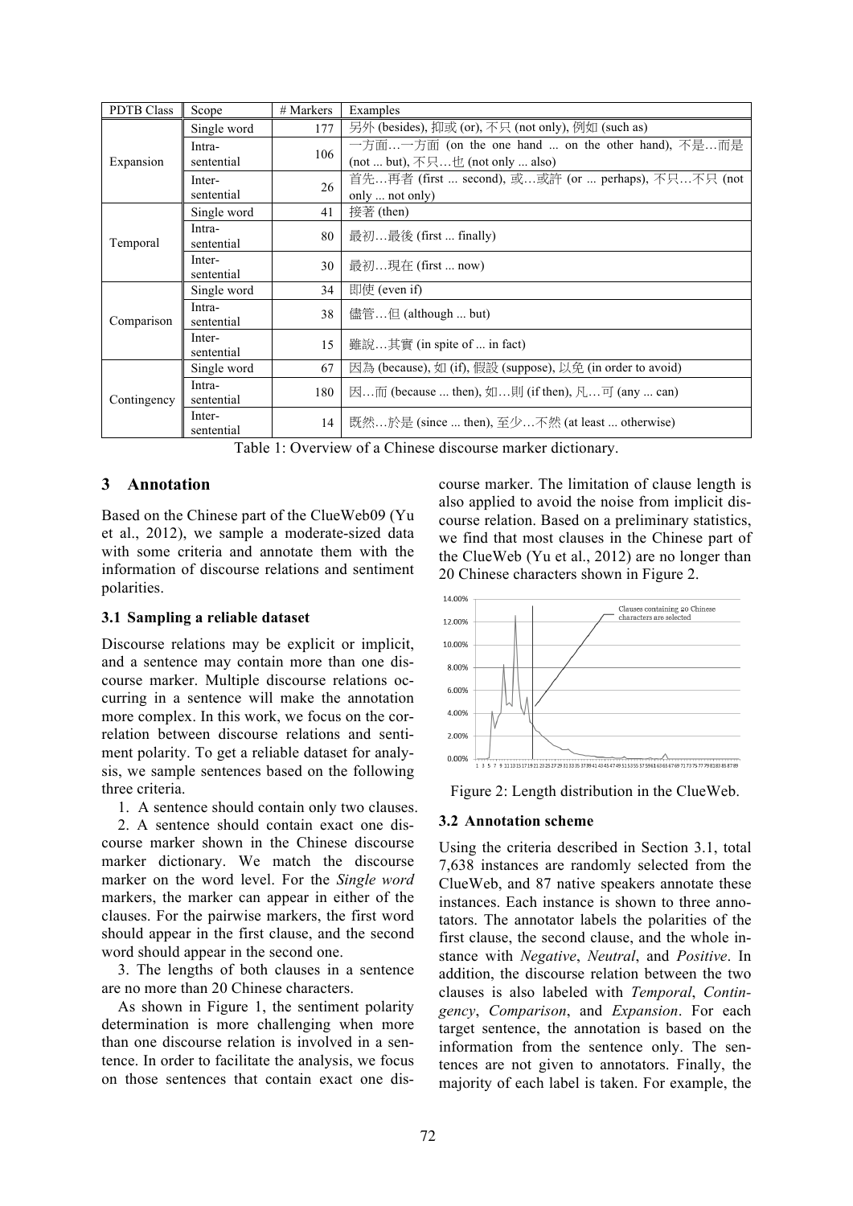| PDTB Class | Scope | # Markers | Examples |
|---|---|---|---|
| Expansion | Single word | 177 | 另外 (besides), 抑或 (or), 不只 (not only), 例如 (such as) |
| | Intra-sentential | 106 | 一方面…一方面 (on the one hand ... on the other hand), 不是…而是 (not ... but), 不只…也 (not only ... also) |
| | Inter-sentential | 26 | 首先…再者 (first ... second), 或…或許 (or ... perhaps), 不只…不只 (not only ... not only) |
| Temporal | Single word | 41 | 接著 (then) |
| | Intra-sentential | 80 | 最初…最後 (first ... finally) |
| | Inter-sentential | 30 | 最初…現在 (first ... now) |
| Comparison | Single word | 34 | 即使 (even if) |
| | Intra-sentential | 38 | 儘管…但 (although ... but) |
| | Inter-sentential | 15 | 雖說…其實 (in spite of ... in fact) |
| Contingency | Single word | 67 | 因為 (because), 如 (if), 假設 (suppose), 以免 (in order to avoid) |
| | Intra-sentential | 180 | 因…而 (because ... then), 如…則 (if then), 凡…可 (any ... can) |
| | Inter-sentential | 14 | 既然…於是 (since ... then), 至少…不然 (at least ... otherwise) |

Table 1: Overview of a Chinese discourse marker dictionary.

## 3 Annotation

Based on the Chinese part of the ClueWeb09 (Yu et al., 2012), we sample a moderate-sized data with some criteria and annotate them with the information of discourse relations and sentiment polarities.

### 3.1 Sampling a reliable dataset

Discourse relations may be explicit or implicit, and a sentence may contain more than one discourse marker. Multiple discourse relations occurring in a sentence will make the annotation more complex. In this work, we focus on the correlation between discourse relations and sentiment polarity. To get a reliable dataset for analysis, we sample sentences based on the following three criteria.

1. A sentence should contain only two clauses.
2. A sentence should contain exact one discourse marker shown in the Chinese discourse marker dictionary. We match the discourse marker on the word level. For the *Single word* markers, the marker can appear in either of the clauses. For the pairwise markers, the first word should appear in the first clause, and the second word should appear in the second one.
3. The lengths of both clauses in a sentence are no more than 20 Chinese characters.

As shown in Figure 1, the sentiment polarity determination is more challenging when more than one discourse relation is involved in a sentence. In order to facilitate the analysis, we focus on those sentences that contain exact one discourse marker. The limitation of clause length is also applied to avoid the noise from implicit discourse relation. Based on a preliminary statistics, we find that most clauses in the Chinese part of the ClueWeb (Yu et al., 2012) are no longer than 20 Chinese characters shown in Figure 2.

Figure 2: Length distribution in the ClueWeb.

### 3.2 Annotation scheme

Using the criteria described in Section 3.1, total 7,638 instances are randomly selected from the ClueWeb, and 87 native speakers annotate these instances. Each instance is shown to three annotators. The annotator labels the polarities of the first clause, the second clause, and the whole instance with *Negative*, *Neutral*, and *Positive*. In addition, the discourse relation between the two clauses is also labeled with *Temporal*, *Contingency*, *Comparison*, and *Expansion*. For each target sentence, the annotation is based on the information from the sentence only. The sentences are not given to annotators. Finally, the majority of each label is taken. For example, the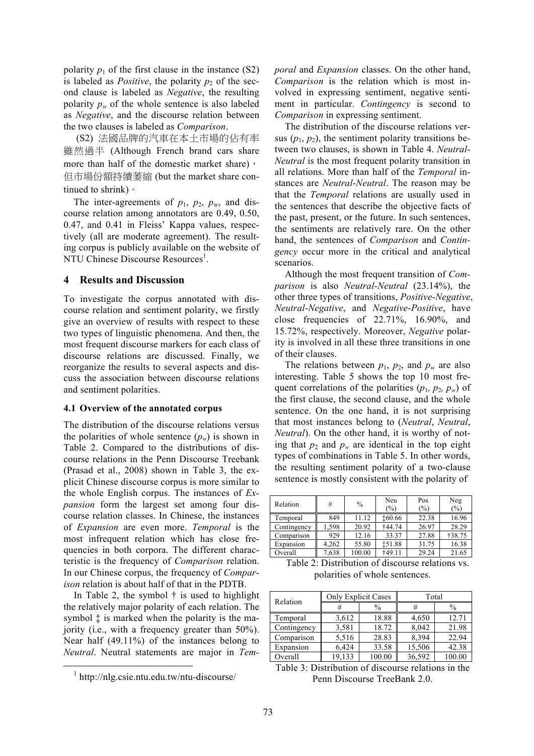polarity $p_1$ of the first clause in the instance (S2) is labeled as *Positive*, the polarity $p_2$ of the second clause is labeled as *Negative*, the resulting polarity $p_w$ of the whole sentence is also labeled as *Negative*, and the discourse relation between the two clauses is labeled as *Comparison*.

(S2) 法國品牌的汽車在本土市場的佔有率雖然過半 (Although French brand cars share more than half of the domestic market share)，但市場份額持續萎縮 (but the market share continued to shrink)。

The inter-agreements of $p_1$, $p_2$, $p_w$, and discourse relation among annotators are 0.49, 0.50, 0.47, and 0.41 in Fleiss' Kappa values, respectively (all are moderate agreement). The resulting corpus is publicly available on the website of NTU Chinese Discourse Resources[1].

## 4 Results and Discussion

To investigate the corpus annotated with discourse relation and sentiment polarity, we firstly give an overview of results with respect to these two types of linguistic phenomena. And then, the most frequent discourse markers for each class of discourse relations are discussed. Finally, we reorganize the results to several aspects and discuss the association between discourse relations and sentiment polarities.

### 4.1 Overview of the annotated corpus

The distribution of the discourse relations versus the polarities of whole sentence ($p_w$) is shown in Table 2. Compared to the distributions of discourse relations in the Penn Discourse Treebank (Prasad et al., 2008) shown in Table 3, the explicit Chinese discourse corpus is more similar to the whole English corpus. The instances of *Expansion* form the largest set among four discourse relation classes. In Chinese, the instances of *Expansion* are even more. *Temporal* is the most infrequent relation which has close frequencies in both corpora. The different characteristic is the frequency of *Comparison* relation. In our Chinese corpus, the frequency of *Comparison* relation is about half of that in the PDTB.

In Table 2, the symbol † is used to highlight the relatively major polarity of each relation. The symbol ‡ is marked when the polarity is the majority (i.e., with a frequency greater than 50%). Near half (49.11%) of the instances belong to *Neutral*. Neutral statements are major in *Temporal* and *Expansion* classes. On the other hand, *Comparison* is the relation which is most involved in expressing sentiment, negative sentiment in particular. *Contingency* is second to *Comparison* in expressing sentiment.

The distribution of the discourse relations versus ($p_1$, $p_2$), the sentiment polarity transitions between two clauses, is shown in Table 4. *Neutral-Neutral* is the most frequent polarity transition in all relations. More than half of the *Temporal* instances are *Neutral-Neutral*. The reason may be that the *Temporal* relations are usually used in the sentences that describe the objective facts of the past, present, or the future. In such sentences, the sentiments are relatively rare. On the other hand, the sentences of *Comparison* and *Contingency* occur more in the critical and analytical scenarios.

Although the most frequent transition of *Comparison* is also *Neutral-Neutral* (23.14%), the other three types of transitions, *Positive-Negative*, *Neutral-Negative*, and *Negative-Positive*, have close frequencies of 22.71%, 16.90%, and 15.72%, respectively. Moreover, *Negative* polarity is involved in all these three transitions in one of their clauses.

The relations between $p_1$, $p_2$, and $p_w$ are also interesting. Table 5 shows the top 10 most frequent correlations of the polarities ($p_1$, $p_2$, $p_w$) of the first clause, the second clause, and the whole sentence. On the one hand, it is not surprising that most instances belong to (*Neutral*, *Neutral*, *Neutral*). On the other hand, it is worthy of noting that $p_2$ and $p_w$ are identical in the top eight types of combinations in Table 5. In other words, the resulting sentiment polarity of a two-clause sentence is mostly consistent with the polarity of

| Relation | # | % | Neu (%) | Pos (%) | Neg (%) |
|---|---|---|---|---|---|
| Temporal | 849 | 11.12 | ‡60.66 | 22.38 | 16.96 |
| Contingency | 1,598 | 20.92 | †44.74 | 26.97 | 28.29 |
| Comparison | 929 | 12.16 | 33.37 | 27.88 | †38.75 |
| Expansion | 4,262 | 55.80 | ‡51.88 | 31.75 | 16.38 |
| Overall | 7,638 | 100.00 | †49.11 | 29.24 | 21.65 |

Table 2: Distribution of discourse relations vs. polarities of whole sentences.

| Relation | Only Explicit Cases | | Total | |
|---|---|---|---|---|
| | # | % | # | % |
| Temporal | 3,612 | 18.88 | 4,650 | 12.71 |
| Contingency | 3,581 | 18.72 | 8,042 | 21.98 |
| Comparison | 5,516 | 28.83 | 8,394 | 22.94 |
| Expansion | 6,424 | 33.58 | 15,506 | 42.38 |
| Overall | 19,133 | 100.00 | 36,592 | 100.00 |

Table 3: Distribution of discourse relations in the Penn Discourse TreeBank 2.0.

[1] http://nlg.csie.ntu.edu.tw/ntu-discourse/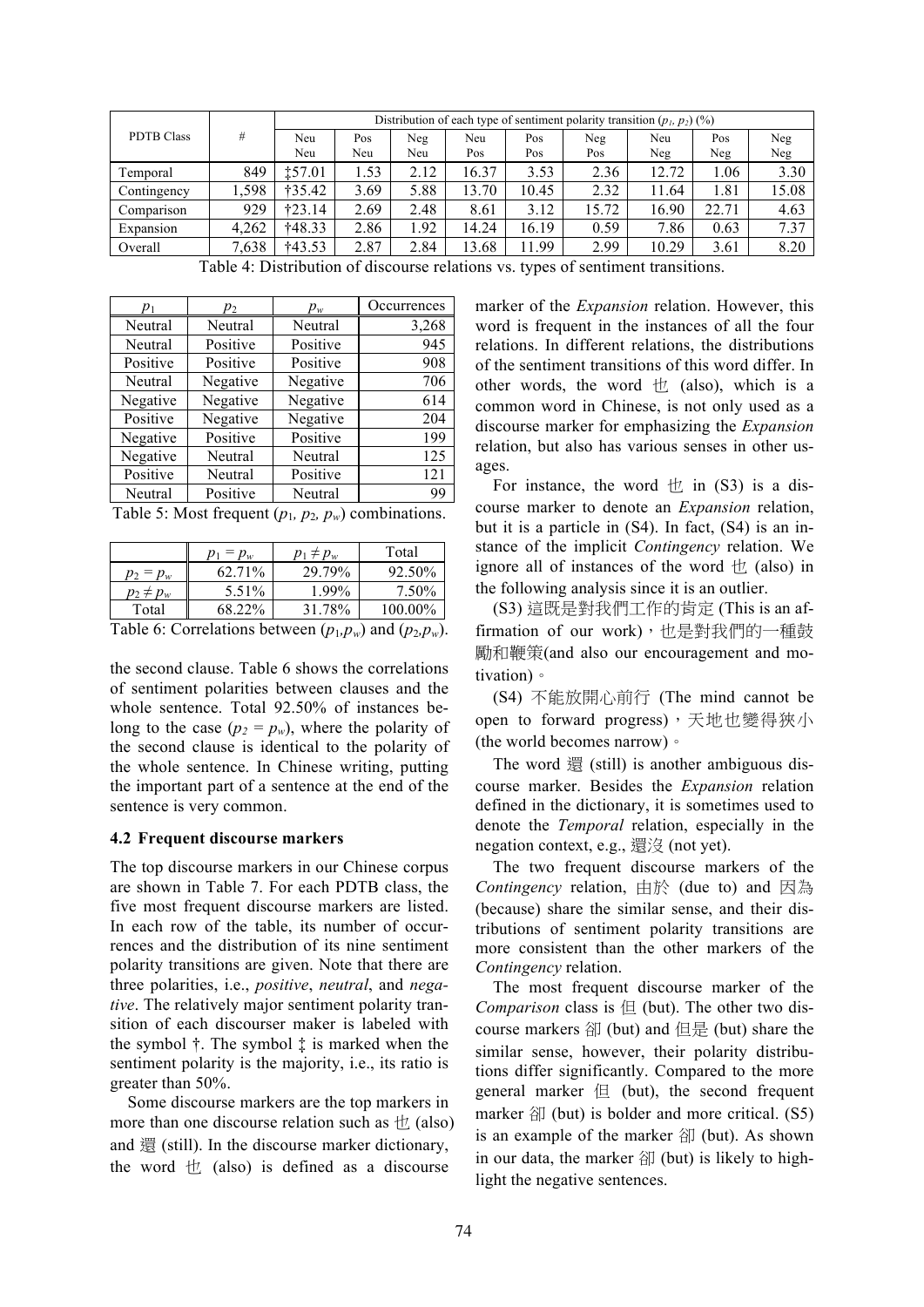| PDTB Class | # | Distribution of each type of sentiment polarity transition ($p_1$, $p_2$) (%) | | | | | | | | |
|---|---|---|---|---|---|---|---|---|---|---|
| | | Neu Neu | Pos Neu | Neg Neu | Neu Pos | Pos Pos | Neg Pos | Neu Neg | Pos Neg | Neg Neg |
| Temporal | 849 | ‡57.01 | 1.53 | 2.12 | 16.37 | 3.53 | 2.36 | 12.72 | 1.06 | 3.30 |
| Contingency | 1,598 | †35.42 | 3.69 | 5.88 | 13.70 | 10.45 | 2.32 | 11.64 | 1.81 | 15.08 |
| Comparison | 929 | †23.14 | 2.69 | 2.48 | 8.61 | 3.12 | 15.72 | 16.90 | 22.71 | 4.63 |
| Expansion | 4,262 | †48.33 | 2.86 | 1.92 | 14.24 | 16.19 | 0.59 | 7.86 | 0.63 | 7.37 |
| Overall | 7,638 | †43.53 | 2.87 | 2.84 | 13.68 | 11.99 | 2.99 | 10.29 | 3.61 | 8.20 |

Table 4: Distribution of discourse relations vs. types of sentiment transitions.

| $p_1$ | $p_2$ | $p_w$ | Occurrences |
|---|---|---|---|
| Neutral | Neutral | Neutral | 3,268 |
| Neutral | Positive | Positive | 945 |
| Positive | Positive | Positive | 908 |
| Neutral | Negative | Negative | 706 |
| Negative | Negative | Negative | 614 |
| Positive | Negative | Negative | 204 |
| Negative | Positive | Positive | 199 |
| Negative | Neutral | Neutral | 125 |
| Positive | Neutral | Positive | 121 |
| Neutral | Positive | Neutral | 99 |

Table 5: Most frequent ($p_1$, $p_2$, $p_w$) combinations.

| | $p_1 = p_w$ | $p_1 \neq p_w$ | Total |
|---|---|---|---|
| $p_2 = p_w$ | 62.71% | 29.79% | 92.50% |
| $p_2 \neq p_w$ | 5.51% | 1.99% | 7.50% |
| Total | 68.22% | 31.78% | 100.00% |

Table 6: Correlations between ($p_1$,$p_w$) and ($p_2$,$p_w$).

the second clause. Table 6 shows the correlations of sentiment polarities between clauses and the whole sentence. Total 92.50% of instances belong to the case ($p_2 = p_w$), where the polarity of the second clause is identical to the polarity of the whole sentence. In Chinese writing, putting the important part of a sentence at the end of the sentence is very common.

### 4.2 Frequent discourse markers

The top discourse markers in our Chinese corpus are shown in Table 7. For each PDTB class, the five most frequent discourse markers are listed. In each row of the table, its number of occurrences and the distribution of its nine sentiment polarity transitions are given. Note that there are three polarities, i.e., *positive*, *neutral*, and *negative*. The relatively major sentiment polarity transition of each discourser maker is labeled with the symbol †. The symbol ‡ is marked when the sentiment polarity is the majority, i.e., its ratio is greater than 50%.

Some discourse markers are the top markers in more than one discourse relation such as 也 (also) and 還 (still). In the discourse marker dictionary, the word 也 (also) is defined as a discourse marker of the *Expansion* relation. However, this word is frequent in the instances of all the four relations. In different relations, the distributions of the sentiment transitions of this word differ. In other words, the word 也 (also), which is a common word in Chinese, is not only used as a discourse marker for emphasizing the *Expansion* relation, but also has various senses in other usages.

For instance, the word 也 in (S3) is a discourse marker to denote an *Expansion* relation, but it is a particle in (S4). In fact, (S4) is an instance of the implicit *Contingency* relation. We ignore all of instances of the word 也 (also) in the following analysis since it is an outlier.

(S3) 這既是對我們工作的肯定 (This is an affirmation of our work)，也是對我們的一種鼓勵和鞭策(and also our encouragement and motivation)。

(S4) 不能放開心前行 (The mind cannot be open to forward progress)，天地也變得狹小 (the world becomes narrow)。

The word 還 (still) is another ambiguous discourse marker. Besides the *Expansion* relation defined in the dictionary, it is sometimes used to denote the *Temporal* relation, especially in the negation context, e.g., 還沒 (not yet).

The two frequent discourse markers of the *Contingency* relation, 由於 (due to) and 因為 (because) share the similar sense, and their distributions of sentiment polarity transitions are more consistent than the other markers of the *Contingency* relation.

The most frequent discourse marker of the *Comparison* class is 但 (but). The other two discourse markers 卻 (but) and 但是 (but) share the similar sense, however, their polarity distributions differ significantly. Compared to the more general marker 但 (but), the second frequent marker 卻 (but) is bolder and more critical. (S5) is an example of the marker 卻 (but). As shown in our data, the marker 卻 (but) is likely to highlight the negative sentences.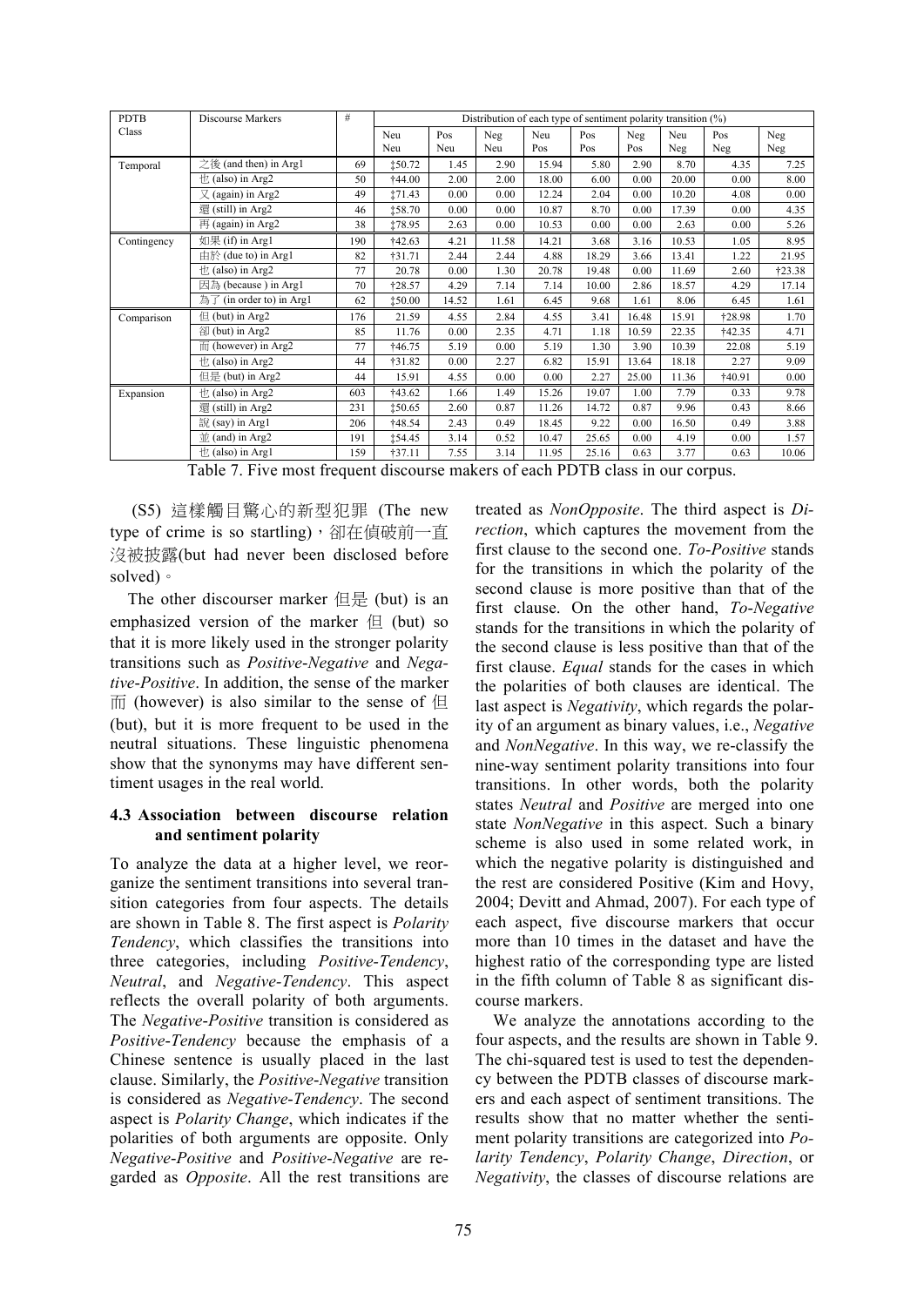| PDTB Class | Discourse Markers | # | Distribution of each type of sentiment polarity transition (%) | | | | | | | | |
|---|---|---|---|---|---|---|---|---|---|---|---|
| | | | Neu Neu | Pos Neu | Neg Neu | Neu Pos | Pos Pos | Neg Pos | Neu Neg | Pos Neg | Neg Neg |
| Temporal | 之後 (and then) in Arg1 | 69 | ‡50.72 | 1.45 | 2.90 | 15.94 | 5.80 | 2.90 | 8.70 | 4.35 | 7.25 |
| | 也 (also) in Arg2 | 50 | †44.00 | 2.00 | 2.00 | 18.00 | 6.00 | 0.00 | 20.00 | 0.00 | 8.00 |
| | 又 (again) in Arg2 | 49 | ‡71.43 | 0.00 | 0.00 | 12.24 | 2.04 | 0.00 | 10.20 | 4.08 | 0.00 |
| | 還 (still) in Arg2 | 46 | ‡58.70 | 0.00 | 0.00 | 10.87 | 8.70 | 0.00 | 17.39 | 0.00 | 4.35 |
| | 再 (again) in Arg2 | 38 | ‡78.95 | 2.63 | 0.00 | 10.53 | 0.00 | 0.00 | 2.63 | 0.00 | 5.26 |
| Contingency | 如果 (if) in Arg1 | 190 | †42.63 | 4.21 | 11.58 | 14.21 | 3.68 | 3.16 | 10.53 | 1.05 | 8.95 |
| | 由於 (due to) in Arg1 | 82 | †31.71 | 2.44 | 2.44 | 4.88 | 18.29 | 3.66 | 13.41 | 1.22 | 21.95 |
| | 也 (also) in Arg2 | 77 | 20.78 | 0.00 | 1.30 | 20.78 | 19.48 | 0.00 | 11.69 | 2.60 | †23.38 |
| | 因為 (because ) in Arg1 | 70 | †28.57 | 4.29 | 7.14 | 7.14 | 10.00 | 2.86 | 18.57 | 4.29 | 17.14 |
| | 為了 (in order to) in Arg1 | 62 | ‡50.00 | 14.52 | 1.61 | 6.45 | 9.68 | 1.61 | 8.06 | 6.45 | 1.61 |
| Comparison | 但 (but) in Arg2 | 176 | 21.59 | 4.55 | 2.84 | 4.55 | 3.41 | 16.48 | 15.91 | †28.98 | 1.70 |
| | 卻 (but) in Arg2 | 85 | 11.76 | 0.00 | 2.35 | 4.71 | 1.18 | 10.59 | 22.35 | †42.35 | 4.71 |
| | 而 (however) in Arg2 | 77 | †46.75 | 5.19 | 0.00 | 5.19 | 1.30 | 3.90 | 10.39 | 22.08 | 5.19 |
| | 也 (also) in Arg2 | 44 | †31.82 | 0.00 | 2.27 | 6.82 | 15.91 | 13.64 | 18.18 | 2.27 | 9.09 |
| | 但是 (but) in Arg2 | 44 | 15.91 | 4.55 | 0.00 | 0.00 | 2.27 | 25.00 | 11.36 | †40.91 | 0.00 |
| Expansion | 也 (also) in Arg2 | 603 | †43.62 | 1.66 | 1.49 | 15.26 | 19.07 | 1.00 | 7.79 | 0.33 | 9.78 |
| | 還 (still) in Arg2 | 231 | ‡50.65 | 2.60 | 0.87 | 11.26 | 14.72 | 0.87 | 9.96 | 0.43 | 8.66 |
| | 說 (say) in Arg1 | 206 | †48.54 | 2.43 | 0.49 | 18.45 | 9.22 | 0.00 | 16.50 | 0.49 | 3.88 |
| | 並 (and) in Arg2 | 191 | ‡54.45 | 3.14 | 0.52 | 10.47 | 25.65 | 0.00 | 4.19 | 0.00 | 1.57 |
| | 也 (also) in Arg1 | 159 | †37.11 | 7.55 | 3.14 | 11.95 | 25.16 | 0.63 | 3.77 | 0.63 | 10.06 |

Table 7. Five most frequent discourse makers of each PDTB class in our corpus.

(S5) 這樣觸目驚心的新型犯罪 (The new type of crime is so startling)，卻在偵破前一直沒被披露(but had never been disclosed before solved)。

The other discourser marker 但是 (but) is an emphasized version of the marker 但 (but) so that it is more likely used in the stronger polarity transitions such as *Positive-Negative* and *Negative-Positive*. In addition, the sense of the marker 而 (however) is also similar to the sense of 但 (but), but it is more frequent to be used in the neutral situations. These linguistic phenomena show that the synonyms may have different sentiment usages in the real world.

### 4.3 Association between discourse relation and sentiment polarity

To analyze the data at a higher level, we reorganize the sentiment transitions into several transition categories from four aspects. The details are shown in Table 8. The first aspect is *Polarity Tendency*, which classifies the transitions into three categories, including *Positive-Tendency*, *Neutral*, and *Negative-Tendency*. This aspect reflects the overall polarity of both arguments. The *Negative-Positive* transition is considered as *Positive-Tendency* because the emphasis of a Chinese sentence is usually placed in the last clause. Similarly, the *Positive-Negative* transition is considered as *Negative-Tendency*. The second aspect is *Polarity Change*, which indicates if the polarities of both arguments are opposite. Only *Negative-Positive* and *Positive-Negative* are regarded as *Opposite*. All the rest transitions are treated as *NonOpposite*. The third aspect is *Direction*, which captures the movement from the first clause to the second one. *To-Positive* stands for the transitions in which the polarity of the second clause is more positive than that of the first clause. On the other hand, *To-Negative* stands for the transitions in which the polarity of the second clause is less positive than that of the first clause. *Equal* stands for the cases in which the polarities of both clauses are identical. The last aspect is *Negativity*, which regards the polarity of an argument as binary values, i.e., *Negative* and *NonNegative*. In this way, we re-classify the nine-way sentiment polarity transitions into four transitions. In other words, both the polarity states *Neutral* and *Positive* are merged into one state *NonNegative* in this aspect. Such a binary scheme is also used in some related work, in which the negative polarity is distinguished and the rest are considered Positive (Kim and Hovy, 2004; Devitt and Ahmad, 2007). For each type of each aspect, five discourse markers that occur more than 10 times in the dataset and have the highest ratio of the corresponding type are listed in the fifth column of Table 8 as significant discourse markers.

We analyze the annotations according to the four aspects, and the results are shown in Table 9. The chi-squared test is used to test the dependency between the PDTB classes of discourse markers and each aspect of sentiment transitions. The results show that no matter whether the sentiment polarity transitions are categorized into *Polarity Tendency*, *Polarity Change*, *Direction*, or *Negativity*, the classes of discourse relations are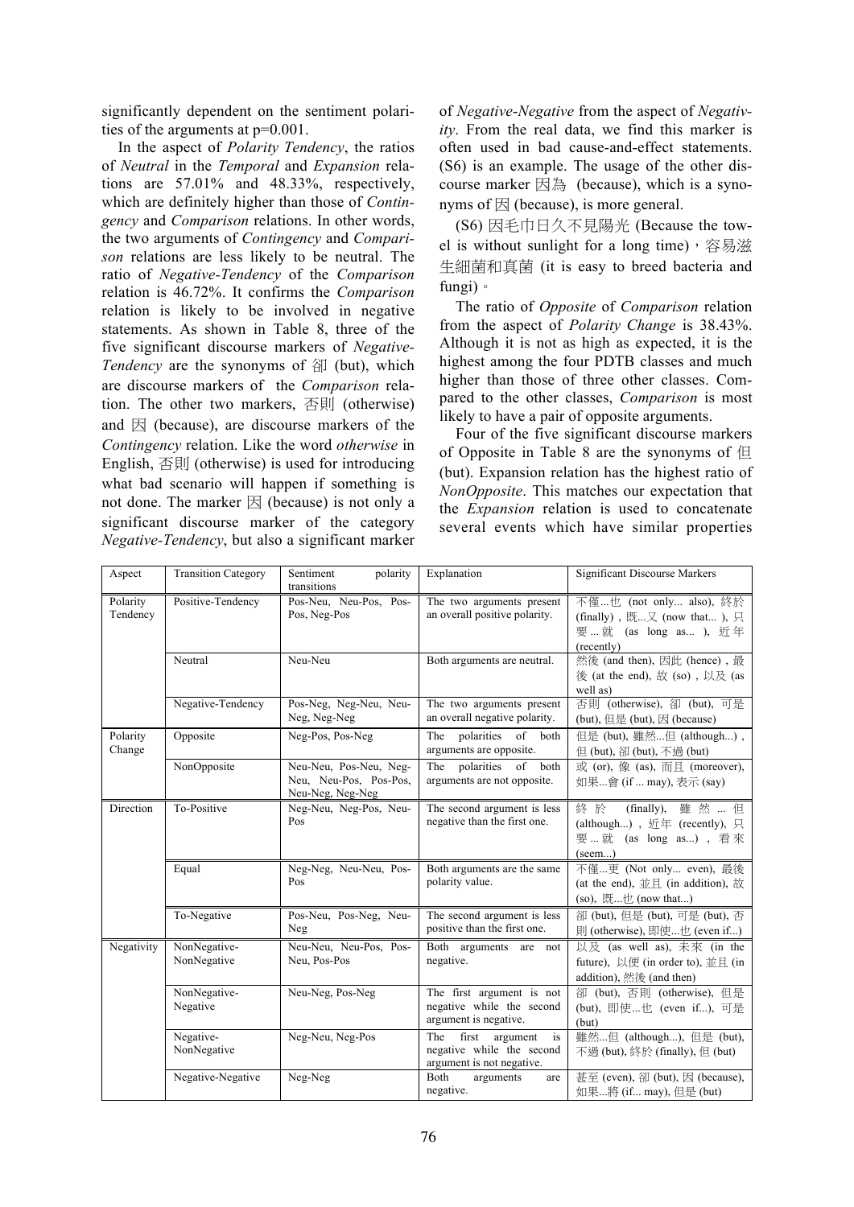significantly dependent on the sentiment polarities of the arguments at p=0.001.

In the aspect of *Polarity Tendency*, the ratios of *Neutral* in the *Temporal* and *Expansion* relations are 57.01% and 48.33%, respectively, which are definitely higher than those of *Contingency* and *Comparison* relations. In other words, the two arguments of *Contingency* and *Comparison* relations are less likely to be neutral. The ratio of *Negative-Tendency* of the *Comparison* relation is 46.72%. It confirms the *Comparison* relation is likely to be involved in negative statements. As shown in Table 8, three of the five significant discourse markers of *Negative-Tendency* are the synonyms of 卻 (but), which are discourse markers of the *Comparison* relation. The other two markers, 否則 (otherwise) and 因 (because), are discourse markers of the *Contingency* relation. Like the word *otherwise* in English, 否則 (otherwise) is used for introducing what bad scenario will happen if something is not done. The marker 因 (because) is not only a significant discourse marker of the category *Negative-Tendency*, but also a significant marker of *Negative-Negative* from the aspect of *Negativity*. From the real data, we find this marker is often used in bad cause-and-effect statements. (S6) is an example. The usage of the other discourse marker 因為 (because), which is a synonyms of 因 (because), is more general.

(S6) 因毛巾日久不見陽光 (Because the towel is without sunlight for a long time)，容易滋生細菌和真菌 (it is easy to breed bacteria and fungi)。

The ratio of *Opposite* of *Comparison* relation from the aspect of *Polarity Change* is 38.43%. Although it is not as high as expected, it is the highest among the four PDTB classes and much higher than those of three other classes. Compared to the other classes, *Comparison* is most likely to have a pair of opposite arguments.

Four of the five significant discourse markers of Opposite in Table 8 are the synonyms of 但 (but). Expansion relation has the highest ratio of *NonOpposite*. This matches our expectation that the *Expansion* relation is used to concatenate several events which have similar properties

| Aspect | Transition Category | Sentiment polarity transitions | Explanation | Significant Discourse Markers |
|---|---|---|---|---|
| Polarity Tendency | Positive-Tendency | Pos-Neu, Neu-Pos, Pos-Pos, Neg-Pos | The two arguments present an overall positive polarity. | 不僅...也 (not only... also), 終於 (finally), 既...又 (now that... ), 只要...就 (as long as... ), 近年 (recently) |
| | Neutral | Neu-Neu | Both arguments are neutral. | 然後 (and then), 因此 (hence), 最後 (at the end), 故 (so), 以及 (as well as) |
| | Negative-Tendency | Pos-Neg, Neg-Neu, Neu-Neg, Neg-Neg | The two arguments present an overall negative polarity. | 否則 (otherwise), 卻 (but), 可是 (but), 但是 (but), 因 (because) |
| Polarity Change | Opposite | Neg-Pos, Pos-Neg | The polarities of both arguments are opposite. | 但是 (but), 雖然...但 (although...), 但 (but), 卻 (but), 不過 (but) |
| | NonOpposite | Neu-Neu, Pos-Neu, Neg-Neu, Neu-Pos, Pos-Pos, Neu-Neg, Neg-Neg | The polarities of both arguments are not opposite. | 或 (or), 像 (as), 而且 (moreover), 如果...會 (if ... may), 表示 (say) |
| Direction | To-Positive | Neg-Neu, Neg-Pos, Neu-Pos | The second argument is less negative than the first one. | 終於 (finally), 雖然...但 (although...), 近年 (recently), 只要...就 (as long as...), 看來 (seem...) |
| | Equal | Neg-Neg, Neu-Neu, Pos-Pos | Both arguments are the same polarity value. | 不僅...更 (Not only... even), 最後 (at the end), 並且 (in addition), 故 (so), 既...也 (now that...) |
| | To-Negative | Pos-Neu, Pos-Neg, Neu-Neg | The second argument is less positive than the first one. | 卻 (but), 但是 (but), 可是 (but), 否則 (otherwise), 即使...也 (even if...) |
| Negativity | NonNegative-NonNegative | Neu-Neu, Neu-Pos, Pos-Neu, Pos-Pos | Both arguments are not negative. | 以及 (as well as), 未來 (in the future), 以便 (in order to), 並且 (in addition), 然後 (and then) |
| | NonNegative-Negative | Neu-Neg, Pos-Neg | The first argument is not negative while the second argument is negative. | 卻 (but), 否則 (otherwise), 但是 (but), 即使...也 (even if...), 可是 (but) |
| | Negative-NonNegative | Neg-Neu, Neg-Pos | The first argument is negative while the second argument is not negative. | 雖然...但 (although...), 但是 (but), 不過 (but), 終於 (finally), 但 (but) |
| | Negative-Negative | Neg-Neg | Both arguments are negative. | 甚至 (even), 卻 (but), 因 (because), 如果...將 (if... may), 但是 (but) |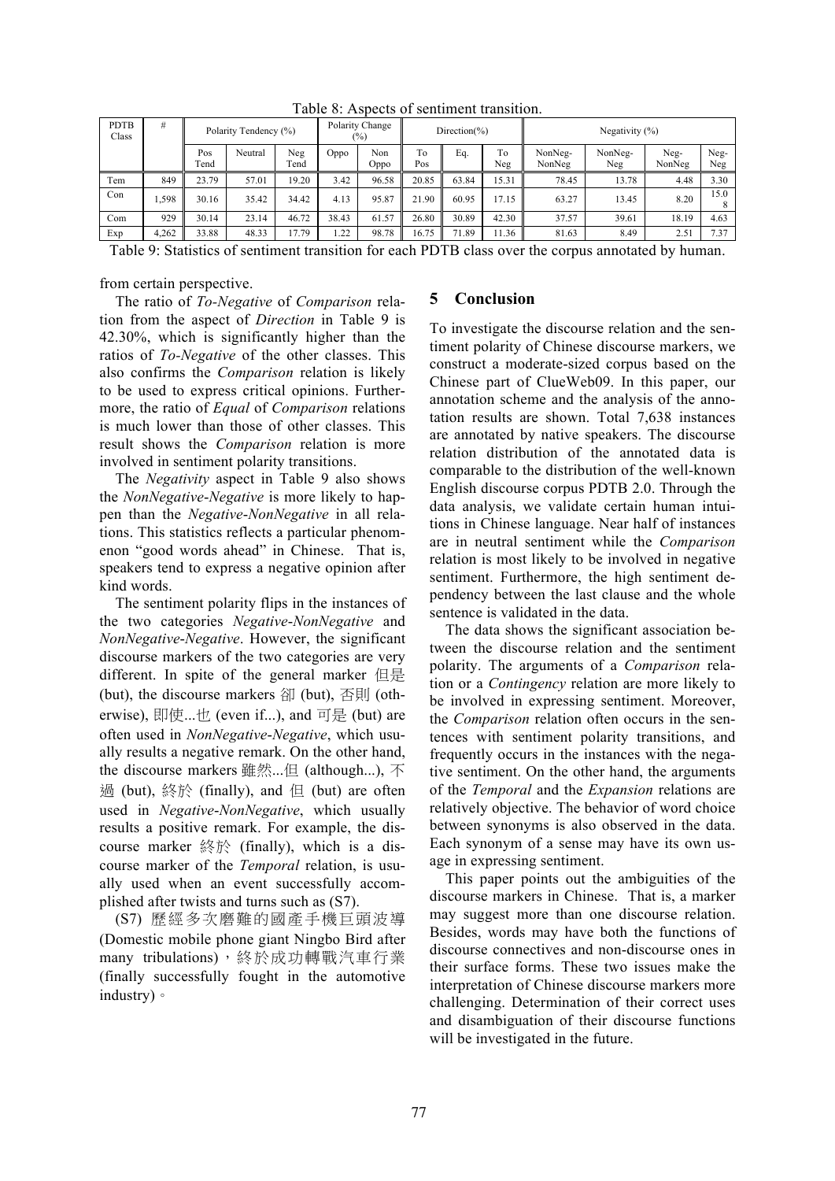Table 8: Aspects of sentiment transition.

| PDTB Class | # | Polarity Tendency (%) | | | Polarity Change (%) | | Direction(%) | | | Negativity (%) | | | |
|---|---|---|---|---|---|---|---|---|---|---|---|---|---|
| | | Pos Tend | Neutral | Neg Tend | Oppo | Non Oppo | To Pos | Eq. | To Neg | NonNeg-NonNeg | NonNeg-Neg | Neg-NonNeg | Neg-Neg |
| Tem | 849 | 23.79 | 57.01 | 19.20 | 3.42 | 96.58 | 20.85 | 63.84 | 15.31 | 78.45 | 13.78 | 4.48 | 3.30 |
| Con | 1,598 | 30.16 | 35.42 | 34.42 | 4.13 | 95.87 | 21.90 | 60.95 | 17.15 | 63.27 | 13.45 | 8.20 | 15.08 |
| Com | 929 | 30.14 | 23.14 | 46.72 | 38.43 | 61.57 | 26.80 | 30.89 | 42.30 | 37.57 | 39.61 | 18.19 | 4.63 |
| Exp | 4,262 | 33.88 | 48.33 | 17.79 | 1.22 | 98.78 | 16.75 | 71.89 | 11.36 | 81.63 | 8.49 | 2.51 | 7.37 |

Table 9: Statistics of sentiment transition for each PDTB class over the corpus annotated by human.

from certain perspective.

The ratio of *To-Negative* of *Comparison* relation from the aspect of *Direction* in Table 9 is 42.30%, which is significantly higher than the ratios of *To-Negative* of the other classes. This also confirms the *Comparison* relation is likely to be used to express critical opinions. Furthermore, the ratio of *Equal* of *Comparison* relations is much lower than those of other classes. This result shows the *Comparison* relation is more involved in sentiment polarity transitions.

The *Negativity* aspect in Table 9 also shows the *NonNegative-Negative* is more likely to happen than the *Negative-NonNegative* in all relations. This statistics reflects a particular phenomenon "good words ahead" in Chinese. That is, speakers tend to express a negative opinion after kind words.

The sentiment polarity flips in the instances of the two categories *Negative-NonNegative* and *NonNegative-Negative*. However, the significant discourse markers of the two categories are very different. In spite of the general marker 但是 (but), the discourse markers 卻 (but), 否則 (otherwise), 即使...也 (even if...), and 可是 (but) are often used in *NonNegative-Negative*, which usually results a negative remark. On the other hand, the discourse markers 雖然...但 (although...), 不過 (but), 終於 (finally), and 但 (but) are often used in *Negative-NonNegative*, which usually results a positive remark. For example, the discourse marker 終於 (finally), which is a discourse marker of the *Temporal* relation, is usually used when an event successfully accomplished after twists and turns such as (S7).

(S7) 歷經多次磨難的國產手機巨頭波導 (Domestic mobile phone giant Ningbo Bird after many tribulations)，終於成功轉戰汽車行業 (finally successfully fought in the automotive industry)。

## 5 Conclusion

To investigate the discourse relation and the sentiment polarity of Chinese discourse markers, we construct a moderate-sized corpus based on the Chinese part of ClueWeb09. In this paper, our annotation scheme and the analysis of the annotation results are shown. Total 7,638 instances are annotated by native speakers. The discourse relation distribution of the annotated data is comparable to the distribution of the well-known English discourse corpus PDTB 2.0. Through the data analysis, we validate certain human intuitions in Chinese language. Near half of instances are in neutral sentiment while the *Comparison* relation is most likely to be involved in negative sentiment. Furthermore, the high sentiment dependency between the last clause and the whole sentence is validated in the data.

The data shows the significant association between the discourse relation and the sentiment polarity. The arguments of a *Comparison* relation or a *Contingency* relation are more likely to be involved in expressing sentiment. Moreover, the *Comparison* relation often occurs in the sentences with sentiment polarity transitions, and frequently occurs in the instances with the negative sentiment. On the other hand, the arguments of the *Temporal* and the *Expansion* relations are relatively objective. The behavior of word choice between synonyms is also observed in the data. Each synonym of a sense may have its own usage in expressing sentiment.

This paper points out the ambiguities of the discourse markers in Chinese. That is, a marker may suggest more than one discourse relation. Besides, words may have both the functions of discourse connectives and non-discourse ones in their surface forms. These two issues make the interpretation of Chinese discourse markers more challenging. Determination of their correct uses and disambiguation of their discourse functions will be investigated in the future.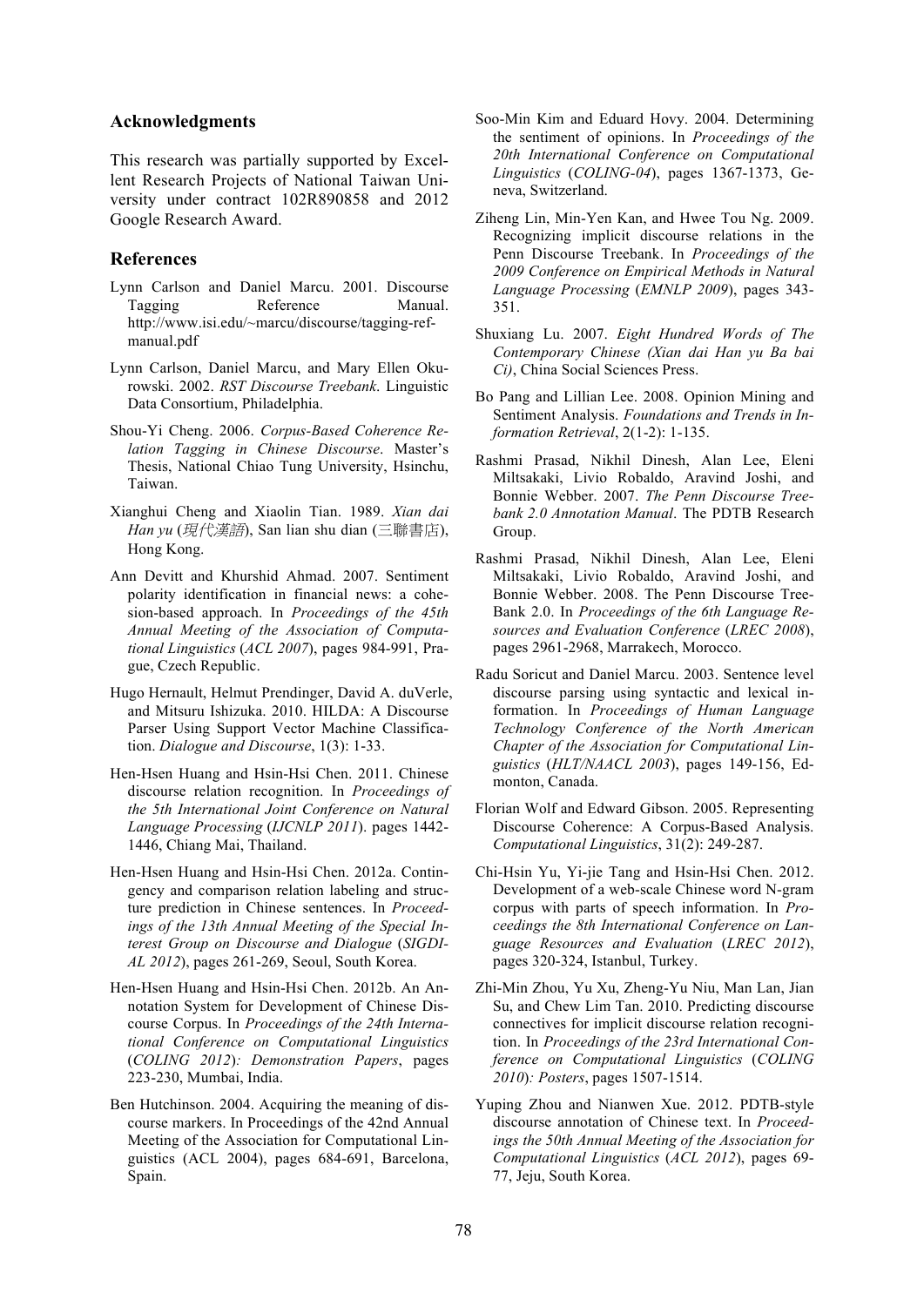## Acknowledgments

This research was partially supported by Excellent Research Projects of National Taiwan University under contract 102R890858 and 2012 Google Research Award.

## References

Lynn Carlson and Daniel Marcu. 2001. Discourse Tagging Reference Manual. http://www.isi.edu/~marcu/discourse/tagging-ref-manual.pdf

Lynn Carlson, Daniel Marcu, and Mary Ellen Okurowski. 2002. *RST Discourse Treebank*. Linguistic Data Consortium, Philadelphia.

Shou-Yi Cheng. 2006. *Corpus-Based Coherence Relation Tagging in Chinese Discourse*. Master's Thesis, National Chiao Tung University, Hsinchu, Taiwan.

Xianghui Cheng and Xiaolin Tian. 1989. *Xian dai Han yu* (*現代漢語*), San lian shu dian (三聯書店), Hong Kong.

Ann Devitt and Khurshid Ahmad. 2007. Sentiment polarity identification in financial news: a cohesion-based approach. In *Proceedings of the 45th Annual Meeting of the Association of Computational Linguistics* (*ACL 2007*), pages 984-991, Prague, Czech Republic.

Hugo Hernault, Helmut Prendinger, David A. duVerle, and Mitsuru Ishizuka. 2010. HILDA: A Discourse Parser Using Support Vector Machine Classification. *Dialogue and Discourse*, 1(3): 1-33.

Hen-Hsen Huang and Hsin-Hsi Chen. 2011. Chinese discourse relation recognition. In *Proceedings of the 5th International Joint Conference on Natural Language Processing* (*IJCNLP 2011*). pages 1442-1446, Chiang Mai, Thailand.

Hen-Hsen Huang and Hsin-Hsi Chen. 2012a. Contingency and comparison relation labeling and structure prediction in Chinese sentences. In *Proceedings of the 13th Annual Meeting of the Special Interest Group on Discourse and Dialogue* (*SIGDIAL 2012*), pages 261-269, Seoul, South Korea.

Hen-Hsen Huang and Hsin-Hsi Chen. 2012b. An Annotation System for Development of Chinese Discourse Corpus. In *Proceedings of the 24th International Conference on Computational Linguistics* (*COLING 2012*)*: Demonstration Papers*, pages 223-230, Mumbai, India.

Ben Hutchinson. 2004. Acquiring the meaning of discourse markers. In Proceedings of the 42nd Annual Meeting of the Association for Computational Linguistics (ACL 2004), pages 684-691, Barcelona, Spain.

Soo-Min Kim and Eduard Hovy. 2004. Determining the sentiment of opinions. In *Proceedings of the 20th International Conference on Computational Linguistics* (*COLING-04*), pages 1367-1373, Geneva, Switzerland.

Ziheng Lin, Min-Yen Kan, and Hwee Tou Ng. 2009. Recognizing implicit discourse relations in the Penn Discourse Treebank. In *Proceedings of the 2009 Conference on Empirical Methods in Natural Language Processing* (*EMNLP 2009*), pages 343-351.

Shuxiang Lu. 2007. *Eight Hundred Words of The Contemporary Chinese (Xian dai Han yu Ba bai Ci)*, China Social Sciences Press.

Bo Pang and Lillian Lee. 2008. Opinion Mining and Sentiment Analysis. *Foundations and Trends in Information Retrieval*, 2(1-2): 1-135.

Rashmi Prasad, Nikhil Dinesh, Alan Lee, Eleni Miltsakaki, Livio Robaldo, Aravind Joshi, and Bonnie Webber. 2007. *The Penn Discourse Treebank 2.0 Annotation Manual*. The PDTB Research Group.

Rashmi Prasad, Nikhil Dinesh, Alan Lee, Eleni Miltsakaki, Livio Robaldo, Aravind Joshi, and Bonnie Webber. 2008. The Penn Discourse TreeBank 2.0. In *Proceedings of the 6th Language Resources and Evaluation Conference* (*LREC 2008*), pages 2961-2968, Marrakech, Morocco.

Radu Soricut and Daniel Marcu. 2003. Sentence level discourse parsing using syntactic and lexical information. In *Proceedings of Human Language Technology Conference of the North American Chapter of the Association for Computational Linguistics* (*HLT/NAACL 2003*), pages 149-156, Edmonton, Canada.

Florian Wolf and Edward Gibson. 2005. Representing Discourse Coherence: A Corpus-Based Analysis. *Computational Linguistics*, 31(2): 249-287.

Chi-Hsin Yu, Yi-jie Tang and Hsin-Hsi Chen. 2012. Development of a web-scale Chinese word N-gram corpus with parts of speech information. In *Proceedings the 8th International Conference on Language Resources and Evaluation* (*LREC 2012*), pages 320-324, Istanbul, Turkey.

Zhi-Min Zhou, Yu Xu, Zheng-Yu Niu, Man Lan, Jian Su, and Chew Lim Tan. 2010. Predicting discourse connectives for implicit discourse relation recognition. In *Proceedings of the 23rd International Conference on Computational Linguistics* (*COLING 2010*)*: Posters*, pages 1507-1514.

Yuping Zhou and Nianwen Xue. 2012. PDTB-style discourse annotation of Chinese text. In *Proceedings the 50th Annual Meeting of the Association for Computational Linguistics* (*ACL 2012*), pages 69-77, Jeju, South Korea.